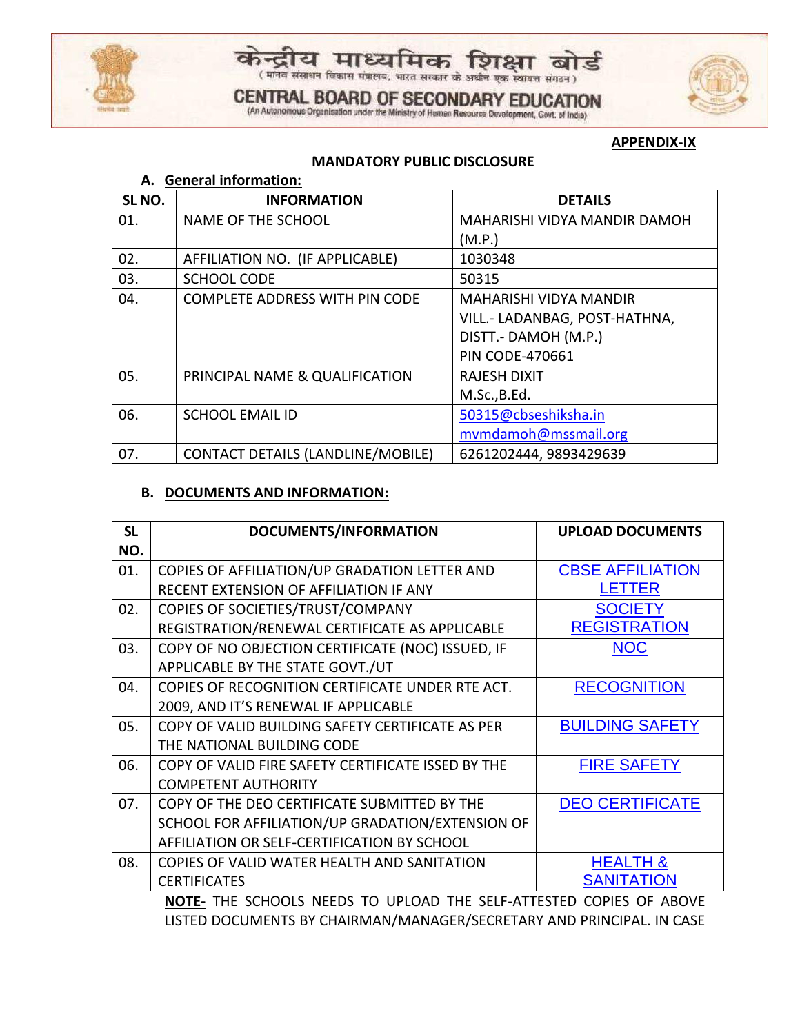केन्द्रीय माध्यमिक शिक्षा बोर्ड
( मानव संसाधन विकास मंत्रालय, भारत सरकार के अधीन एक स्वायत्त संगठन )

CENTRAL BOARD OF SECONDARY EDUCATION
(An Autonomous Organisation under the Ministry of Human Resource Development, Govt. of India)

**APPENDIX-IX**

## MANDATORY PUBLIC DISCLOSURE

### A. General information:

| SL NO. | INFORMATION | DETAILS |
|---|---|---|
| 01. | NAME OF THE SCHOOL | MAHARISHI VIDYA MANDIR DAMOH (M.P.) |
| 02. | AFFILIATION NO. (IF APPLICABLE) | 1030348 |
| 03. | SCHOOL CODE | 50315 |
| 04. | COMPLETE ADDRESS WITH PIN CODE | MAHARISHI VIDYA MANDIR VILL.- LADANBAG, POST-HATHNA, DISTT.- DAMOH (M.P.) PIN CODE-470661 |
| 05. | PRINCIPAL NAME & QUALIFICATION | RAJESH DIXIT M.Sc.,B.Ed. |
| 06. | SCHOOL EMAIL ID | 50315@cbseshiksha.in mvmdamoh@mssmail.org |
| 07. | CONTACT DETAILS (LANDLINE/MOBILE) | 6261202444, 9893429639 |

### B. DOCUMENTS AND INFORMATION:

| SL NO. | DOCUMENTS/INFORMATION | UPLOAD DOCUMENTS |
|---|---|---|
| 01. | COPIES OF AFFILIATION/UP GRADATION LETTER AND RECENT EXTENSION OF AFFILIATION IF ANY | CBSE AFFILIATION LETTER |
| 02. | COPIES OF SOCIETIES/TRUST/COMPANY REGISTRATION/RENEWAL CERTIFICATE AS APPLICABLE | SOCIETY REGISTRATION |
| 03. | COPY OF NO OBJECTION CERTIFICATE (NOC) ISSUED, IF APPLICABLE BY THE STATE GOVT./UT | NOC |
| 04. | COPIES OF RECOGNITION CERTIFICATE UNDER RTE ACT. 2009, AND IT'S RENEWAL IF APPLICABLE | RECOGNITION |
| 05. | COPY OF VALID BUILDING SAFETY CERTIFICATE AS PER THE NATIONAL BUILDING CODE | BUILDING SAFETY |
| 06. | COPY OF VALID FIRE SAFETY CERTIFICATE ISSED BY THE COMPETENT AUTHORITY | FIRE SAFETY |
| 07. | COPY OF THE DEO CERTIFICATE SUBMITTED BY THE SCHOOL FOR AFFILIATION/UP GRADATION/EXTENSION OF AFFILIATION OR SELF-CERTIFICATION BY SCHOOL | DEO CERTIFICATE |
| 08. | COPIES OF VALID WATER HEALTH AND SANITATION CERTIFICATES | HEALTH & SANITATION |

**NOTE-** THE SCHOOLS NEEDS TO UPLOAD THE SELF-ATTESTED COPIES OF ABOVE LISTED DOCUMENTS BY CHAIRMAN/MANAGER/SECRETARY AND PRINCIPAL. IN CASE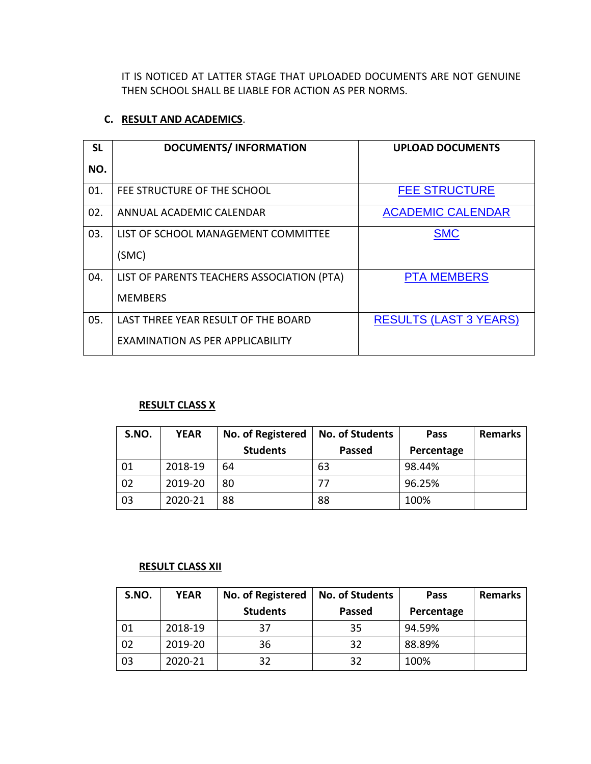IT IS NOTICED AT LATTER STAGE THAT UPLOADED DOCUMENTS ARE NOT GENUINE THEN SCHOOL SHALL BE LIABLE FOR ACTION AS PER NORMS.

### C. RESULT AND ACADEMICS.

| SL NO. | DOCUMENTS/ INFORMATION | UPLOAD DOCUMENTS |
|---|---|---|
| 01. | FEE STRUCTURE OF THE SCHOOL | FEE STRUCTURE |
| 02. | ANNUAL ACADEMIC CALENDAR | ACADEMIC CALENDAR |
| 03. | LIST OF SCHOOL MANAGEMENT COMMITTEE (SMC) | SMC |
| 04. | LIST OF PARENTS TEACHERS ASSOCIATION (PTA) MEMBERS | PTA MEMBERS |
| 05. | LAST THREE YEAR RESULT OF THE BOARD EXAMINATION AS PER APPLICABILITY | RESULTS (LAST 3 YEARS) |

**RESULT CLASS X**

| S.NO. | YEAR | No. of Registered Students | No. of Students Passed | Pass Percentage | Remarks |
|---|---|---|---|---|---|
| 01 | 2018-19 | 64 | 63 | 98.44% | |
| 02 | 2019-20 | 80 | 77 | 96.25% | |
| 03 | 2020-21 | 88 | 88 | 100% | |

**RESULT CLASS XII**

| S.NO. | YEAR | No. of Registered Students | No. of Students Passed | Pass Percentage | Remarks |
|---|---|---|---|---|---|
| 01 | 2018-19 | 37 | 35 | 94.59% | |
| 02 | 2019-20 | 36 | 32 | 88.89% | |
| 03 | 2020-21 | 32 | 32 | 100% | |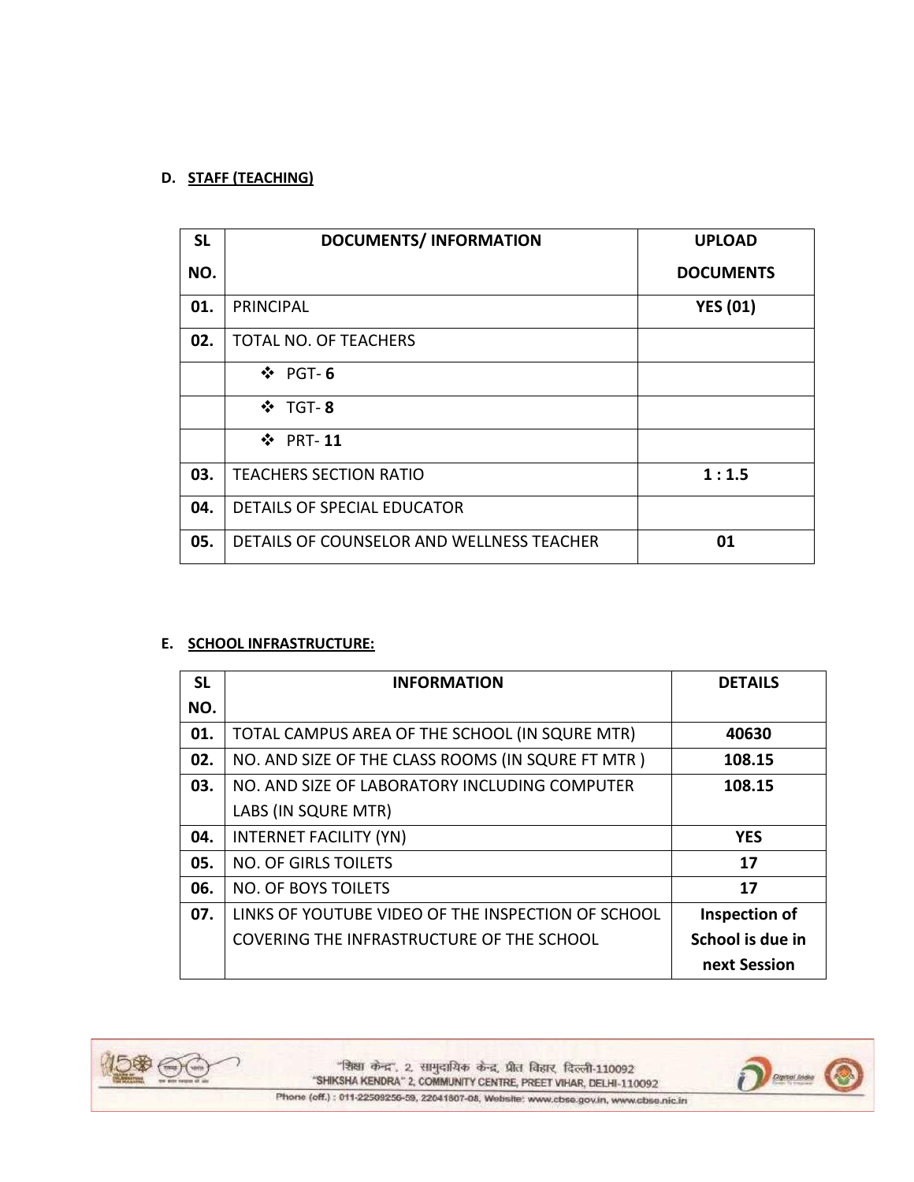## D. STAFF (TEACHING)

| SL NO. | DOCUMENTS/ INFORMATION | UPLOAD DOCUMENTS |
|---|---|---|
| 01. | PRINCIPAL | **YES (01)** |
| 02. | TOTAL NO. OF TEACHERS | |
| | ❖ PGT- **6** | |
| | ❖ TGT- **8** | |
| | ❖ PRT- **11** | |
| 03. | TEACHERS SECTION RATIO | **1 : 1.5** |
| 04. | DETAILS OF SPECIAL EDUCATOR | |
| 05. | DETAILS OF COUNSELOR AND WELLNESS TEACHER | **01** |

## E. SCHOOL INFRASTRUCTURE:

| SL NO. | INFORMATION | DETAILS |
|---|---|---|
| 01. | TOTAL CAMPUS AREA OF THE SCHOOL (IN SQURE MTR) | **40630** |
| 02. | NO. AND SIZE OF THE CLASS ROOMS (IN SQURE FT MTR ) | **108.15** |
| 03. | NO. AND SIZE OF LABORATORY INCLUDING COMPUTER LABS (IN SQURE MTR) | **108.15** |
| 04. | INTERNET FACILITY (YN) | **YES** |
| 05. | NO. OF GIRLS TOILETS | **17** |
| 06. | NO. OF BOYS TOILETS | **17** |
| 07. | LINKS OF YOUTUBE VIDEO OF THE INSPECTION OF SCHOOL COVERING THE INFRASTRUCTURE OF THE SCHOOL | **Inspection of School is due in next Session** |